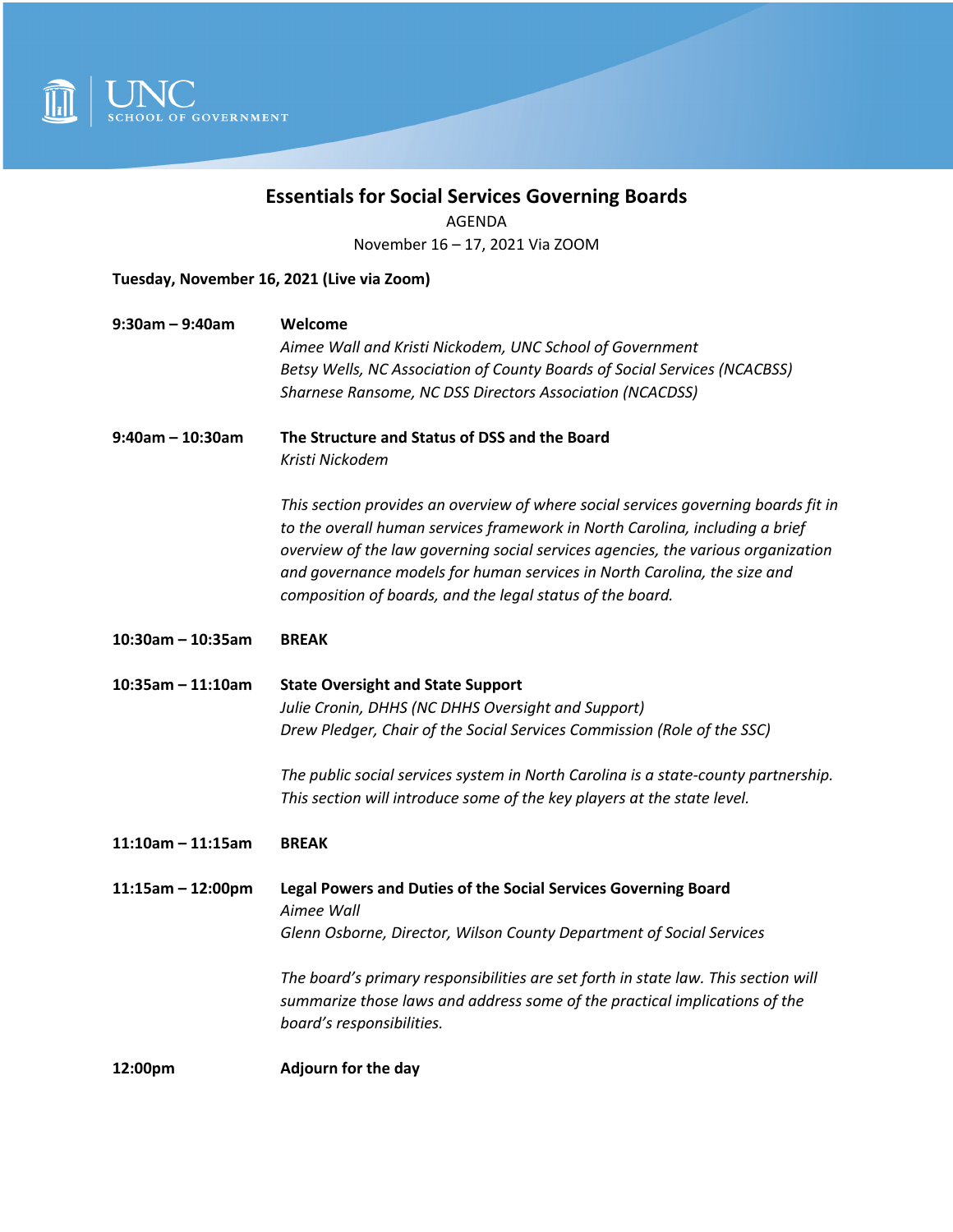# Essentials for Social Services Governing Boards

AGENDA

November 16 – 17, 2021 Via ZOOM

**Tuesday, November 16, 2021 (Live via Zoom)**

**9:30am – 9:40am** **Welcome**
*Aimee Wall and Kristi Nickodem, UNC School of Government*
*Betsy Wells, NC Association of County Boards of Social Services (NCACBSS)*
*Sharnese Ransome, NC DSS Directors Association (NCACDSS)*

**9:40am – 10:30am** **The Structure and Status of DSS and the Board**
*Kristi Nickodem*

*This section provides an overview of where social services governing boards fit in to the overall human services framework in North Carolina, including a brief overview of the law governing social services agencies, the various organization and governance models for human services in North Carolina, the size and composition of boards, and the legal status of the board.*

**10:30am – 10:35am** **BREAK**

**10:35am – 11:10am** **State Oversight and State Support**
*Julie Cronin, DHHS (NC DHHS Oversight and Support)*
*Drew Pledger, Chair of the Social Services Commission (Role of the SSC)*

*The public social services system in North Carolina is a state-county partnership. This section will introduce some of the key players at the state level.*

**11:10am – 11:15am** **BREAK**

**11:15am – 12:00pm** **Legal Powers and Duties of the Social Services Governing Board**
*Aimee Wall*
*Glenn Osborne, Director, Wilson County Department of Social Services*

*The board's primary responsibilities are set forth in state law. This section will summarize those laws and address some of the practical implications of the board's responsibilities.*

**12:00pm** **Adjourn for the day**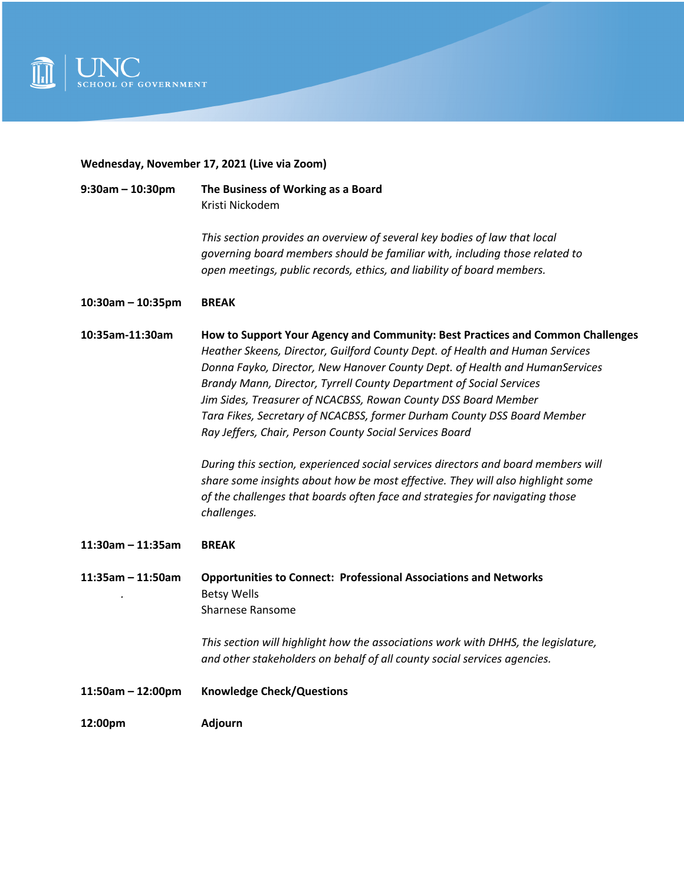**Wednesday, November 17, 2021 (Live via Zoom)**

**9:30am – 10:30pm** **The Business of Working as a Board**
Kristi Nickodem

*This section provides an overview of several key bodies of law that local governing board members should be familiar with, including those related to open meetings, public records, ethics, and liability of board members.*

**10:30am – 10:35pm** **BREAK**

**10:35am-11:30am** **How to Support Your Agency and Community: Best Practices and Common Challenges**
*Heather Skeens, Director, Guilford County Dept. of Health and Human Services*
*Donna Fayko, Director, New Hanover County Dept. of Health and HumanServices*
*Brandy Mann, Director, Tyrrell County Department of Social Services*
*Jim Sides, Treasurer of NCACBSS, Rowan County DSS Board Member*
*Tara Fikes, Secretary of NCACBSS, former Durham County DSS Board Member*
*Ray Jeffers, Chair, Person County Social Services Board*

*During this section, experienced social services directors and board members will share some insights about how be most effective. They will also highlight some of the challenges that boards often face and strategies for navigating those challenges.*

**11:30am – 11:35am** **BREAK**

**11:35am – 11:50am** **Opportunities to Connect: Professional Associations and Networks**
Betsy Wells
Sharnese Ransome

*This section will highlight how the associations work with DHHS, the legislature, and other stakeholders on behalf of all county social services agencies.*

**11:50am – 12:00pm** **Knowledge Check/Questions**

**12:00pm** **Adjourn**